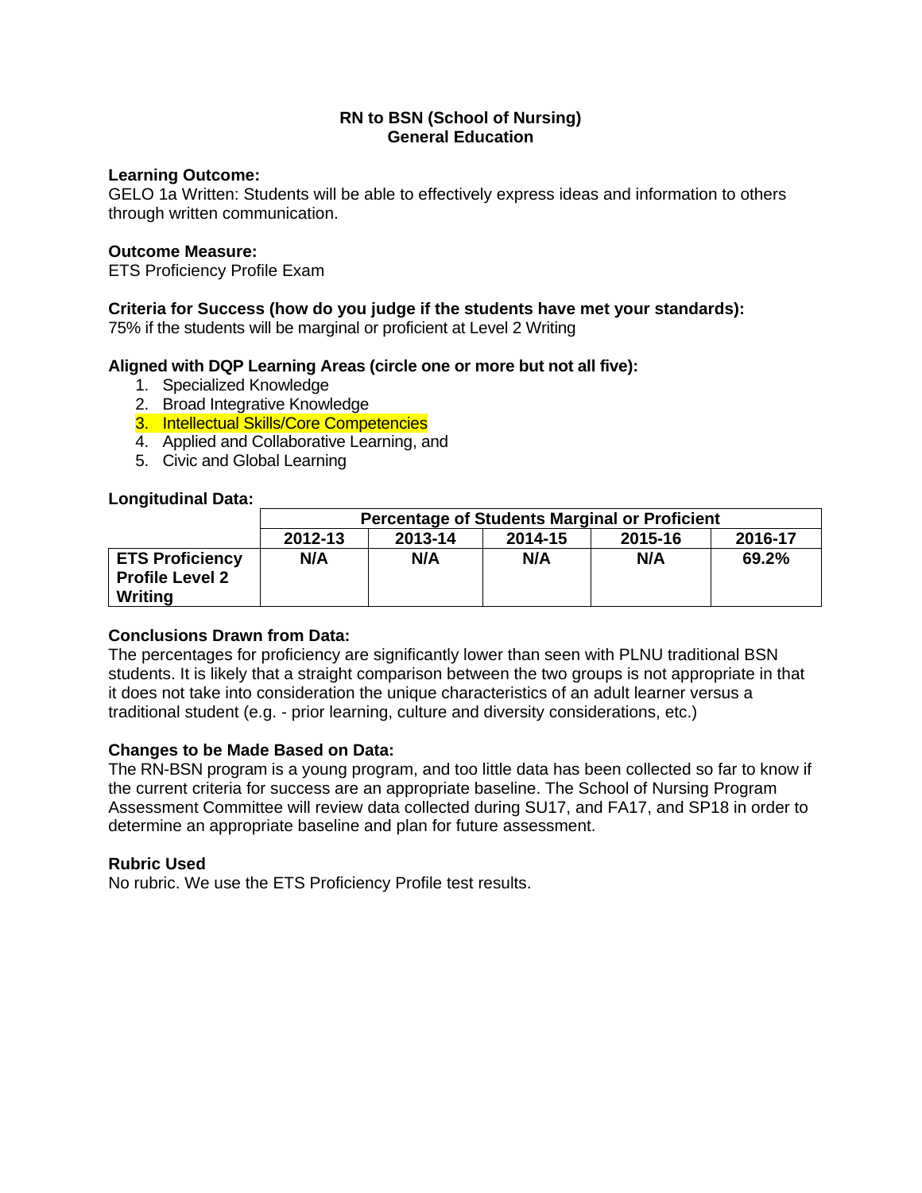# RN to BSN (School of Nursing)
## General Education

**Learning Outcome:**
GELO 1a Written: Students will be able to effectively express ideas and information to others through written communication.

**Outcome Measure:**
ETS Proficiency Profile Exam

**Criteria for Success (how do you judge if the students have met your standards):**
75% if the students will be marginal or proficient at Level 2 Writing

**Aligned with DQP Learning Areas (circle one or more but not all five):**

1. Specialized Knowledge
2. Broad Integrative Knowledge
3. Intellectual Skills/Core Competencies
4. Applied and Collaborative Learning, and
5. Civic and Global Learning

**Longitudinal Data:**

| | Percentage of Students Marginal or Proficient | | | | |
|---|---|---|---|---|---|
| | **2012-13** | **2013-14** | **2014-15** | **2015-16** | **2016-17** |
| **ETS Proficiency Profile Level 2 Writing** | **N/A** | **N/A** | **N/A** | **N/A** | **69.2%** |

**Conclusions Drawn from Data:**
The percentages for proficiency are significantly lower than seen with PLNU traditional BSN students. It is likely that a straight comparison between the two groups is not appropriate in that it does not take into consideration the unique characteristics of an adult learner versus a traditional student (e.g. - prior learning, culture and diversity considerations, etc.)

**Changes to be Made Based on Data:**
The RN-BSN program is a young program, and too little data has been collected so far to know if the current criteria for success are an appropriate baseline. The School of Nursing Program Assessment Committee will review data collected during SU17, and FA17, and SP18 in order to determine an appropriate baseline and plan for future assessment.

**Rubric Used**
No rubric. We use the ETS Proficiency Profile test results.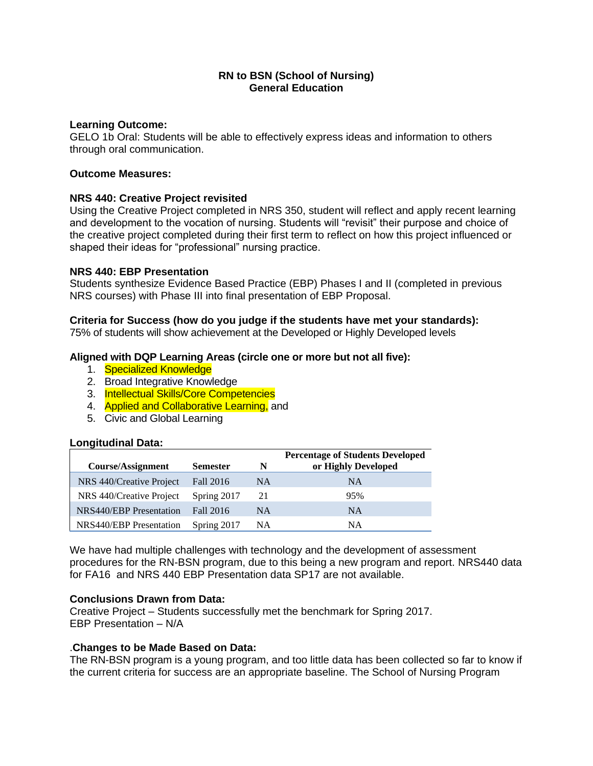**RN to BSN (School of Nursing)**
**General Education**

**Learning Outcome:**
GELO 1b Oral: Students will be able to effectively express ideas and information to others through oral communication.

**Outcome Measures:**

**NRS 440: Creative Project revisited**
Using the Creative Project completed in NRS 350, student will reflect and apply recent learning and development to the vocation of nursing. Students will "revisit" their purpose and choice of the creative project completed during their first term to reflect on how this project influenced or shaped their ideas for "professional" nursing practice.

**NRS 440: EBP Presentation**
Students synthesize Evidence Based Practice (EBP) Phases I and II (completed in previous NRS courses) with Phase III into final presentation of EBP Proposal.

**Criteria for Success (how do you judge if the students have met your standards):**
75% of students will show achievement at the Developed or Highly Developed levels

**Aligned with DQP Learning Areas (circle one or more but not all five):**

1. Specialized Knowledge
2. Broad Integrative Knowledge
3. Intellectual Skills/Core Competencies
4. Applied and Collaborative Learning, and
5. Civic and Global Learning

**Longitudinal Data:**

| Course/Assignment | Semester | N | Percentage of Students Developed or Highly Developed |
|---|---|---|---|
| NRS 440/Creative Project | Fall 2016 | NA | NA |
| NRS 440/Creative Project | Spring 2017 | 21 | 95% |
| NRS440/EBP Presentation | Fall 2016 | NA | NA |
| NRS440/EBP Presentation | Spring 2017 | NA | NA |

We have had multiple challenges with technology and the development of assessment procedures for the RN-BSN program, due to this being a new program and report. NRS440 data for FA16 and NRS 440 EBP Presentation data SP17 are not available.

**Conclusions Drawn from Data:**
Creative Project – Students successfully met the benchmark for Spring 2017.
EBP Presentation – N/A

.**Changes to be Made Based on Data:**
The RN-BSN program is a young program, and too little data has been collected so far to know if the current criteria for success are an appropriate baseline. The School of Nursing Program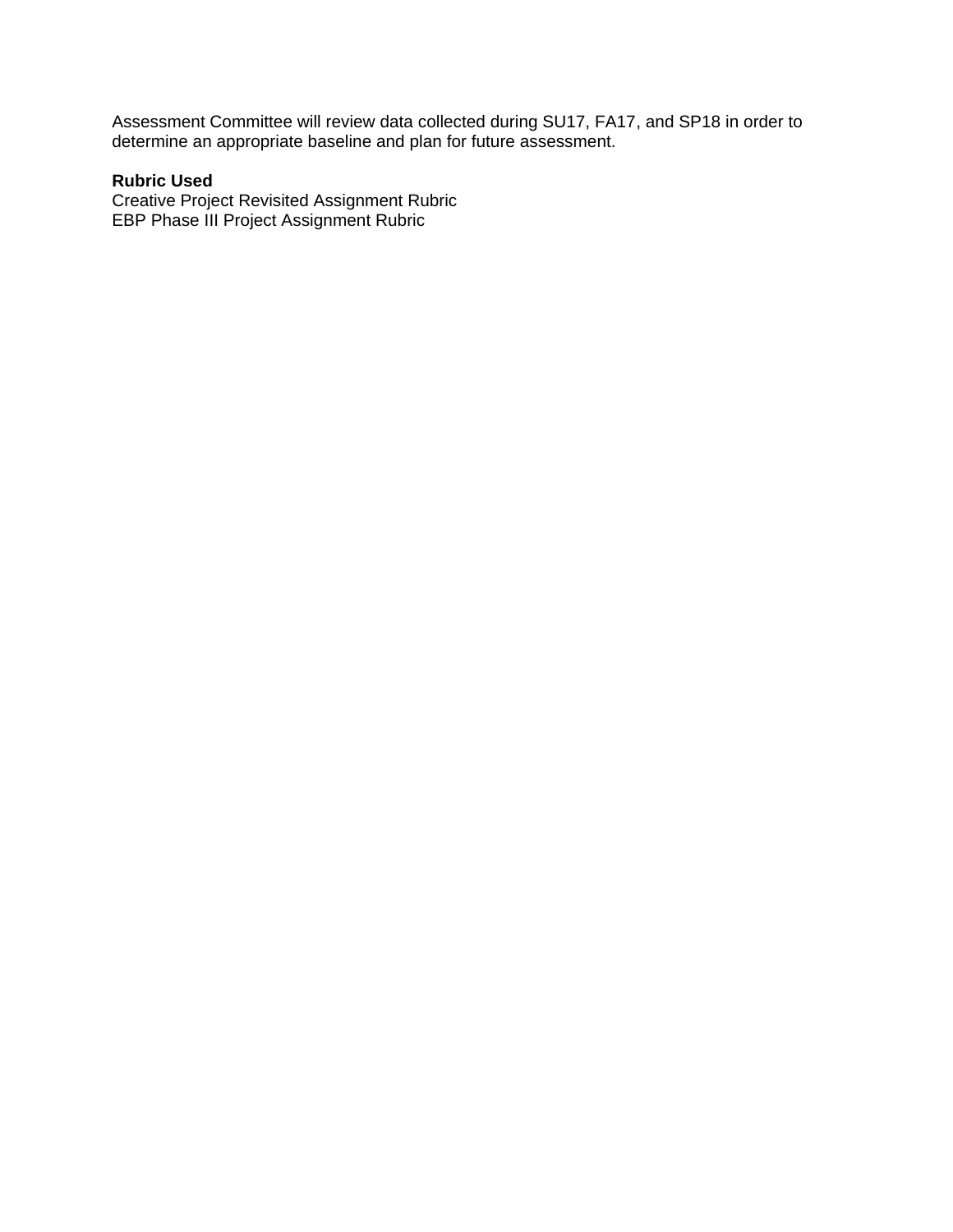Assessment Committee will review data collected during SU17, FA17, and SP18 in order to determine an appropriate baseline and plan for future assessment.

**Rubric Used**
Creative Project Revisited Assignment Rubric
EBP Phase III Project Assignment Rubric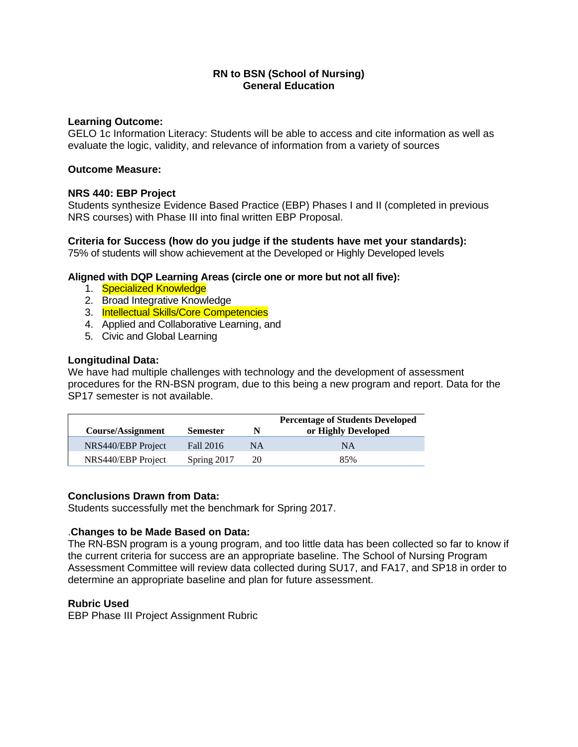**RN to BSN (School of Nursing)**
**General Education**

**Learning Outcome:**
GELO 1c Information Literacy: Students will be able to access and cite information as well as evaluate the logic, validity, and relevance of information from a variety of sources

**Outcome Measure:**

**NRS 440: EBP Project**
Students synthesize Evidence Based Practice (EBP) Phases I and II (completed in previous NRS courses) with Phase III into final written EBP Proposal.

**Criteria for Success (how do you judge if the students have met your standards):**
75% of students will show achievement at the Developed or Highly Developed levels

**Aligned with DQP Learning Areas (circle one or more but not all five):**

1. Specialized Knowledge
2. Broad Integrative Knowledge
3. Intellectual Skills/Core Competencies
4. Applied and Collaborative Learning, and
5. Civic and Global Learning

**Longitudinal Data:**
We have had multiple challenges with technology and the development of assessment procedures for the RN-BSN program, due to this being a new program and report. Data for the SP17 semester is not available.

| Course/Assignment | Semester | N | Percentage of Students Developed or Highly Developed |
|---|---|---|---|
| NRS440/EBP Project | Fall 2016 | NA | NA |
| NRS440/EBP Project | Spring 2017 | 20 | 85% |

**Conclusions Drawn from Data:**
Students successfully met the benchmark for Spring 2017.

.**Changes to be Made Based on Data:**
The RN-BSN program is a young program, and too little data has been collected so far to know if the current criteria for success are an appropriate baseline. The School of Nursing Program Assessment Committee will review data collected during SU17, and FA17, and SP18 in order to determine an appropriate baseline and plan for future assessment.

**Rubric Used**
EBP Phase III Project Assignment Rubric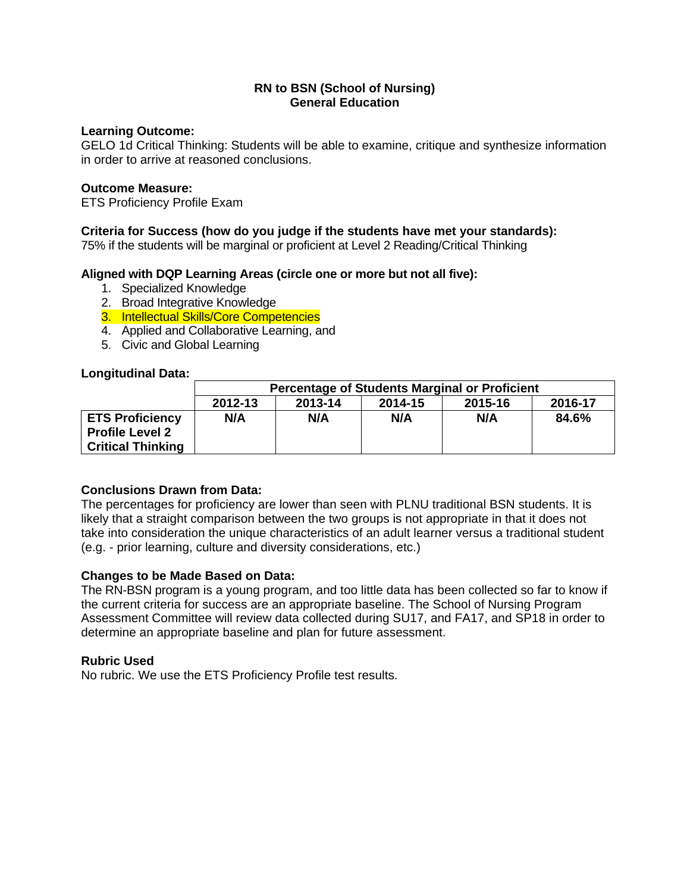# RN to BSN (School of Nursing)
## General Education

**Learning Outcome:**
GELO 1d Critical Thinking: Students will be able to examine, critique and synthesize information in order to arrive at reasoned conclusions.

**Outcome Measure:**
ETS Proficiency Profile Exam

**Criteria for Success (how do you judge if the students have met your standards):**
75% if the students will be marginal or proficient at Level 2 Reading/Critical Thinking

**Aligned with DQP Learning Areas (circle one or more but not all five):**

1. Specialized Knowledge
2. Broad Integrative Knowledge
3. Intellectual Skills/Core Competencies
4. Applied and Collaborative Learning, and
5. Civic and Global Learning

**Longitudinal Data:**

| | Percentage of Students Marginal or Proficient | | | | |
|---|---|---|---|---|---|
| | 2012-13 | 2013-14 | 2014-15 | 2015-16 | 2016-17 |
| **ETS Proficiency Profile Level 2 Critical Thinking** | N/A | N/A | N/A | N/A | 84.6% |

**Conclusions Drawn from Data:**
The percentages for proficiency are lower than seen with PLNU traditional BSN students. It is likely that a straight comparison between the two groups is not appropriate in that it does not take into consideration the unique characteristics of an adult learner versus a traditional student (e.g. - prior learning, culture and diversity considerations, etc.)

**Changes to be Made Based on Data:**
The RN-BSN program is a young program, and too little data has been collected so far to know if the current criteria for success are an appropriate baseline. The School of Nursing Program Assessment Committee will review data collected during SU17, and FA17, and SP18 in order to determine an appropriate baseline and plan for future assessment.

**Rubric Used**
No rubric. We use the ETS Proficiency Profile test results.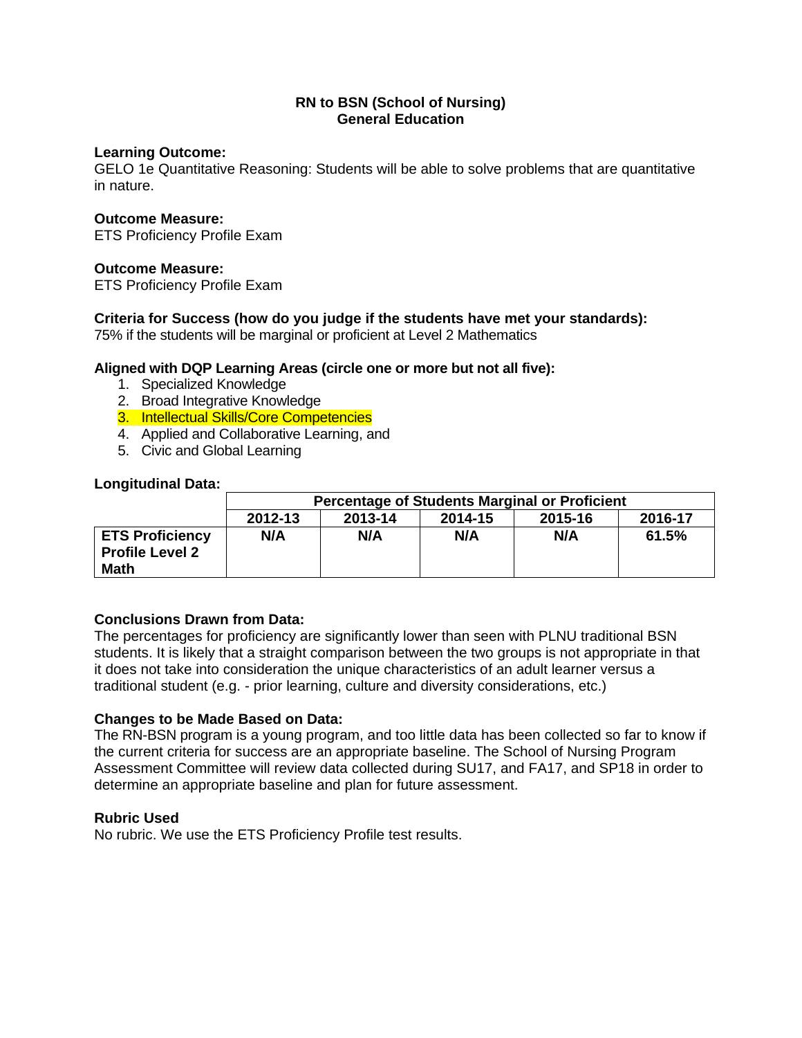**RN to BSN (School of Nursing)**
**General Education**

**Learning Outcome:**
GELO 1e Quantitative Reasoning: Students will be able to solve problems that are quantitative in nature.

**Outcome Measure:**
ETS Proficiency Profile Exam

**Outcome Measure:**
ETS Proficiency Profile Exam

**Criteria for Success (how do you judge if the students have met your standards):**
75% if the students will be marginal or proficient at Level 2 Mathematics

**Aligned with DQP Learning Areas (circle one or more but not all five):**

1. Specialized Knowledge
2. Broad Integrative Knowledge
3. Intellectual Skills/Core Competencies
4. Applied and Collaborative Learning, and
5. Civic and Global Learning

**Longitudinal Data:**

| | Percentage of Students Marginal or Proficient | | | | |
|---|---|---|---|---|---|
| | 2012-13 | 2013-14 | 2014-15 | 2015-16 | 2016-17 |
| **ETS Proficiency Profile Level 2 Math** | N/A | N/A | N/A | N/A | 61.5% |

**Conclusions Drawn from Data:**
The percentages for proficiency are significantly lower than seen with PLNU traditional BSN students. It is likely that a straight comparison between the two groups is not appropriate in that it does not take into consideration the unique characteristics of an adult learner versus a traditional student (e.g. - prior learning, culture and diversity considerations, etc.)

**Changes to be Made Based on Data:**
The RN-BSN program is a young program, and too little data has been collected so far to know if the current criteria for success are an appropriate baseline. The School of Nursing Program Assessment Committee will review data collected during SU17, and FA17, and SP18 in order to determine an appropriate baseline and plan for future assessment.

**Rubric Used**
No rubric. We use the ETS Proficiency Profile test results.